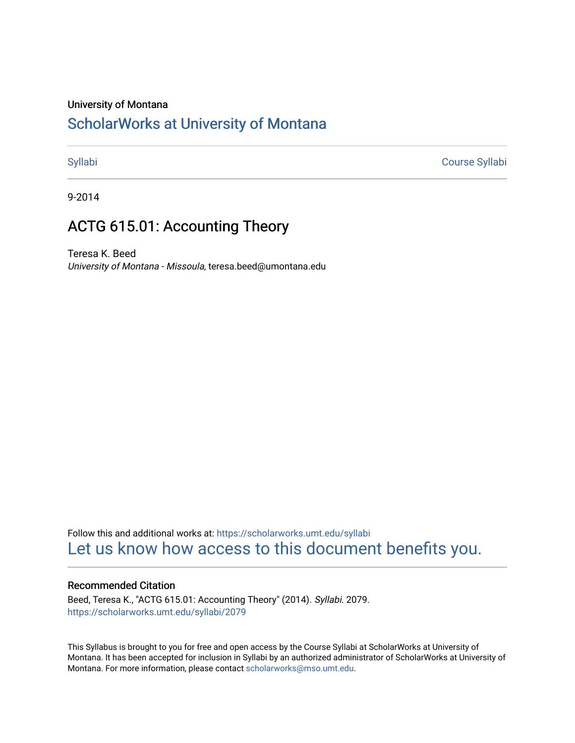University of Montana

# ScholarWorks at University of Montana

Syllabi | Course Syllabi

9-2014

## ACTG 615.01: Accounting Theory

Teresa K. Beed
*University of Montana - Missoula*, teresa.beed@umontana.edu

Follow this and additional works at: https://scholarworks.umt.edu/syllabi
Let us know how access to this document benefits you.

### Recommended Citation

Beed, Teresa K., "ACTG 615.01: Accounting Theory" (2014). *Syllabi*. 2079.
https://scholarworks.umt.edu/syllabi/2079

This Syllabus is brought to you for free and open access by the Course Syllabi at ScholarWorks at University of Montana. It has been accepted for inclusion in Syllabi by an authorized administrator of ScholarWorks at University of Montana. For more information, please contact scholarworks@mso.umt.edu.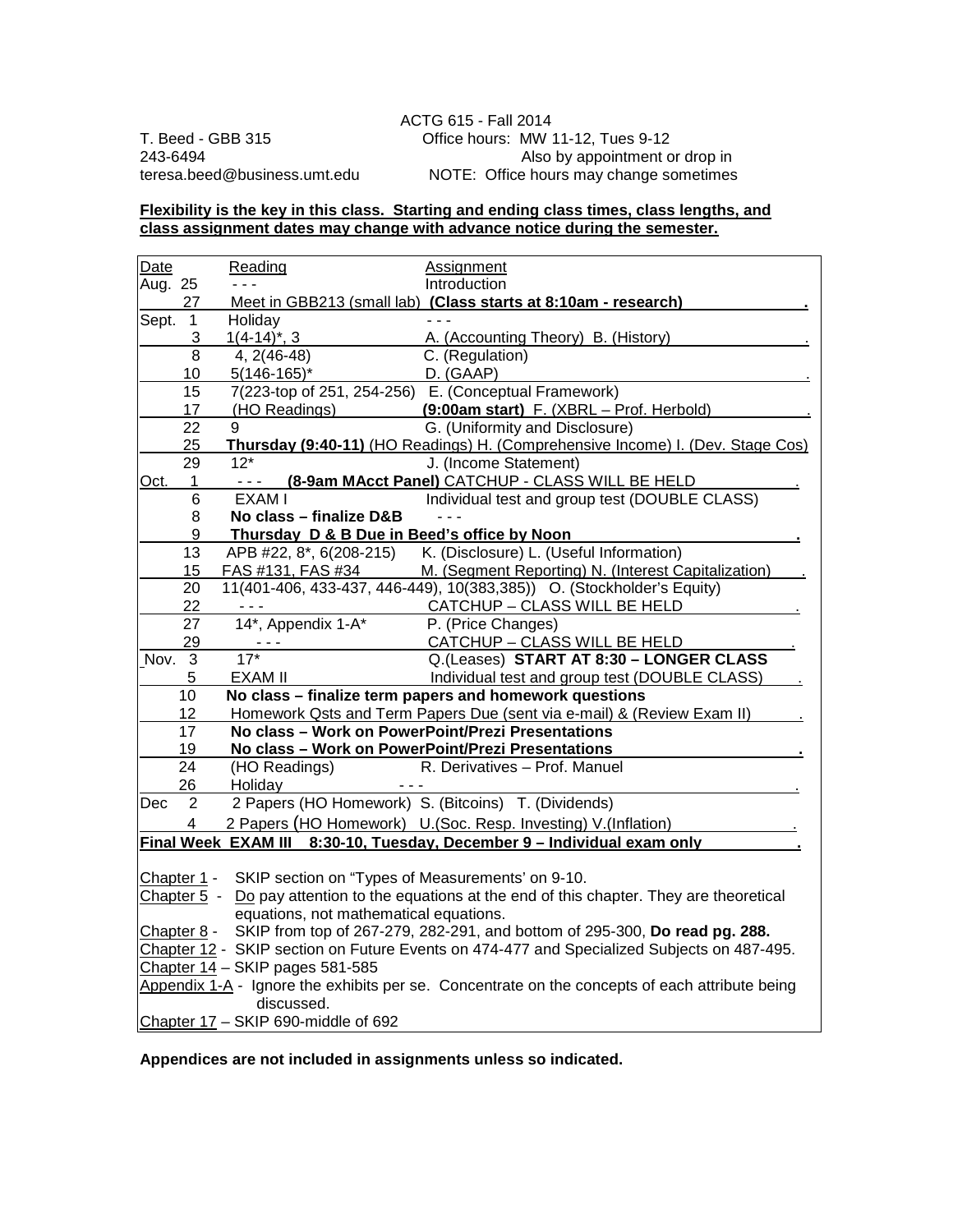ACTG 615 - Fall 2014

T. Beed - GBB 315
243-6494
teresa.beed@business.umt.edu

Office hours: MW 11-12, Tues 9-12
Also by appointment or drop in
NOTE: Office hours may change sometimes

**Flexibility is the key in this class. Starting and ending class times, class lengths, and class assignment dates may change with advance notice during the semester.**

| Date | | Reading | Assignment |
|---|---|---|---|
| Aug. | 25 | - - - | Introduction |
| | 27 | Meet in GBB213 (small lab) | **(Class starts at 8:10am - research)** |
| Sept. | 1 | Holiday | - - - |
| | 3 | 1(4-14)*, 3 | A. (Accounting Theory) B. (History) |
| | 8 | 4, 2(46-48) | C. (Regulation) |
| | 10 | 5(146-165)* | D. (GAAP) |
| | 15 | 7(223-top of 251, 254-256) | E. (Conceptual Framework) |
| | 17 | (HO Readings) | **(9:00am start)** F. (XBRL – Prof. Herbold) |
| | 22 | 9 | G. (Uniformity and Disclosure) |
| | 25 | **Thursday (9:40-11)** (HO Readings) | H. (Comprehensive Income) I. (Dev. Stage Cos) |
| | 29 | 12* | J. (Income Statement) |
| Oct. | 1 | - - - | **(8-9am MAcct Panel)** CATCHUP - CLASS WILL BE HELD |
| | 6 | EXAM I | Individual test and group test (DOUBLE CLASS) |
| | 8 | **No class – finalize D&B** | - - - |
| | 9 | **Thursday D & B Due in Beed's office by Noon** | |
| | 13 | APB #22, 8*, 6(208-215) | K. (Disclosure) L. (Useful Information) |
| | 15 | FAS #131, FAS #34 | M. (Segment Reporting) N. (Interest Capitalization) |
| | 20 | 11(401-406, 433-437, 446-449), 10(383,385)) | O. (Stockholder's Equity) |
| | 22 | - - - | CATCHUP – CLASS WILL BE HELD |
| | 27 | 14*, Appendix 1-A* | P. (Price Changes) |
| | 29 | - - - | CATCHUP – CLASS WILL BE HELD |
| Nov. | 3 | 17* | Q.(Leases) **START AT 8:30 – LONGER CLASS** |
| | 5 | EXAM II | Individual test and group test (DOUBLE CLASS) |
| | 10 | **No class – finalize term papers and homework questions** | |
| | 12 | Homework Qsts and Term Papers Due (sent via e-mail) & (Review Exam II) | |
| | 17 | **No class – Work on PowerPoint/Prezi Presentations** | |
| | 19 | **No class – Work on PowerPoint/Prezi Presentations** | |
| | 24 | (HO Readings) | R. Derivatives – Prof. Manuel |
| | 26 | Holiday | - - - |
| Dec | 2 | 2 Papers (HO Homework) | S. (Bitcoins) T. (Dividends) |
| | 4 | 2 Papers (HO Homework) | U.(Soc. Resp. Investing) V.(Inflation) |
| **Final Week** | | **EXAM III 8:30-10, Tuesday, December 9 – Individual exam only** | |

Chapter 1 - SKIP section on "Types of Measurements' on 9-10.

Chapter 5 - Do pay attention to the equations at the end of this chapter. They are theoretical equations, not mathematical equations.

Chapter 8 - SKIP from top of 267-279, 282-291, and bottom of 295-300, **Do read pg. 288.**

Chapter 12 - SKIP section on Future Events on 474-477 and Specialized Subjects on 487-495.

Chapter 14 – SKIP pages 581-585

Appendix 1-A - Ignore the exhibits per se. Concentrate on the concepts of each attribute being discussed.

Chapter 17 – SKIP 690-middle of 692

**Appendices are not included in assignments unless so indicated.**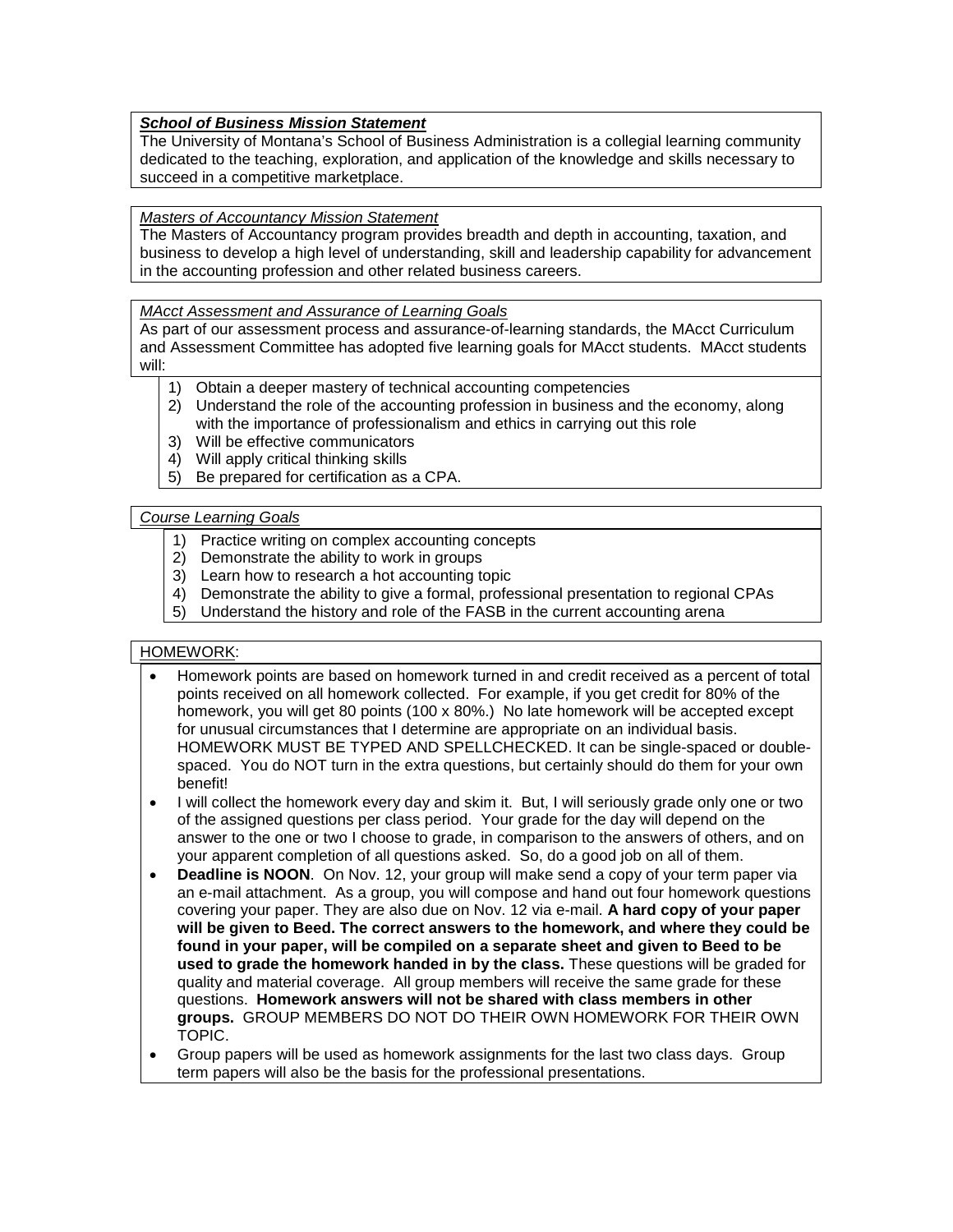***School of Business Mission Statement***

The University of Montana's School of Business Administration is a collegial learning community dedicated to the teaching, exploration, and application of the knowledge and skills necessary to succeed in a competitive marketplace.

*Masters of Accountancy Mission Statement*

The Masters of Accountancy program provides breadth and depth in accounting, taxation, and business to develop a high level of understanding, skill and leadership capability for advancement in the accounting profession and other related business careers.

*MAcct Assessment and Assurance of Learning Goals*

As part of our assessment process and assurance-of-learning standards, the MAcct Curriculum and Assessment Committee has adopted five learning goals for MAcct students. MAcct students will:

1) Obtain a deeper mastery of technical accounting competencies
2) Understand the role of the accounting profession in business and the economy, along with the importance of professionalism and ethics in carrying out this role
3) Will be effective communicators
4) Will apply critical thinking skills
5) Be prepared for certification as a CPA.

*Course Learning Goals*

1) Practice writing on complex accounting concepts
2) Demonstrate the ability to work in groups
3) Learn how to research a hot accounting topic
4) Demonstrate the ability to give a formal, professional presentation to regional CPAs
5) Understand the history and role of the FASB in the current accounting arena

HOMEWORK:

- Homework points are based on homework turned in and credit received as a percent of total points received on all homework collected. For example, if you get credit for 80% of the homework, you will get 80 points (100 x 80%.) No late homework will be accepted except for unusual circumstances that I determine are appropriate on an individual basis. HOMEWORK MUST BE TYPED AND SPELLCHECKED. It can be single-spaced or double-spaced. You do NOT turn in the extra questions, but certainly should do them for your own benefit!
- I will collect the homework every day and skim it. But, I will seriously grade only one or two of the assigned questions per class period. Your grade for the day will depend on the answer to the one or two I choose to grade, in comparison to the answers of others, and on your apparent completion of all questions asked. So, do a good job on all of them.
- **Deadline is NOON**. On Nov. 12, your group will make send a copy of your term paper via an e-mail attachment. As a group, you will compose and hand out four homework questions covering your paper. They are also due on Nov. 12 via e-mail. **A hard copy of your paper will be given to Beed. The correct answers to the homework, and where they could be found in your paper, will be compiled on a separate sheet and given to Beed to be used to grade the homework handed in by the class.** These questions will be graded for quality and material coverage. All group members will receive the same grade for these questions. **Homework answers will not be shared with class members in other groups.** GROUP MEMBERS DO NOT DO THEIR OWN HOMEWORK FOR THEIR OWN TOPIC.
- Group papers will be used as homework assignments for the last two class days. Group term papers will also be the basis for the professional presentations.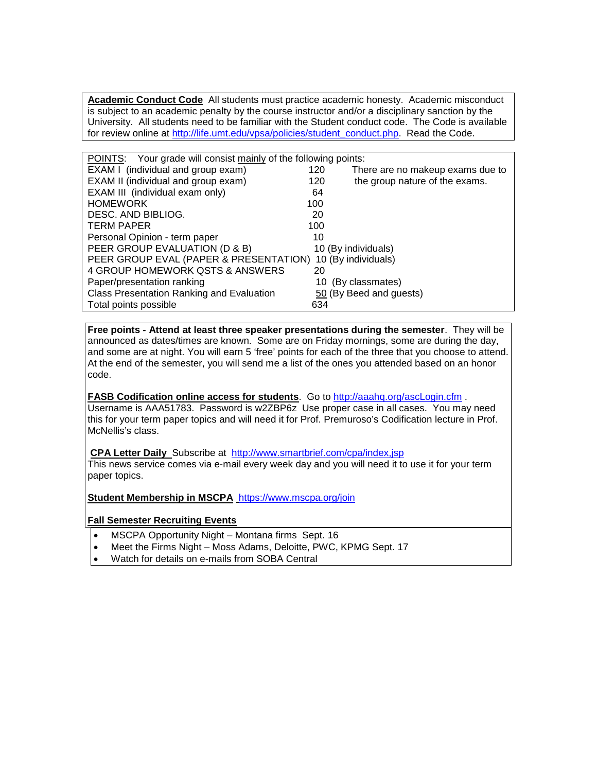**Academic Conduct Code** All students must practice academic honesty. Academic misconduct is subject to an academic penalty by the course instructor and/or a disciplinary sanction by the University. All students need to be familiar with the Student conduct code. The Code is available for review online at http://life.umt.edu/vpsa/policies/student_conduct.php. Read the Code.

POINTS: Your grade will consist mainly of the following points:

| Item | Points | |
|---|---|---|
| EXAM I (individual and group exam) | 120 | There are no makeup exams due to the group nature of the exams. |
| EXAM II (individual and group exam) | 120 | |
| EXAM III (individual exam only) | 64 | |
| HOMEWORK | 100 | |
| DESC. AND BIBLIOG. | 20 | |
| TERM PAPER | 100 | |
| Personal Opinion - term paper | 10 | |
| PEER GROUP EVALUATION (D & B) | 10 (By individuals) | |
| PEER GROUP EVAL (PAPER & PRESENTATION) | 10 (By individuals) | |
| 4 GROUP HOMEWORK QSTS & ANSWERS | 20 | |
| Paper/presentation ranking | 10 (By classmates) | |
| Class Presentation Ranking and Evaluation | 50 (By Beed and guests) | |
| Total points possible | 634 | |

**Free points - Attend at least three speaker presentations during the semester**. They will be announced as dates/times are known. Some are on Friday mornings, some are during the day, and some are at night. You will earn 5 'free' points for each of the three that you choose to attend. At the end of the semester, you will send me a list of the ones you attended based on an honor code.

**FASB Codification online access for students**. Go to http://aaahq.org/ascLogin.cfm . Username is AAA51783. Password is w2ZBP6z Use proper case in all cases. You may need this for your term paper topics and will need it for Prof. Premuroso's Codification lecture in Prof. McNellis's class.

**CPA Letter Daily** Subscribe at http://www.smartbrief.com/cpa/index,jsp
This news service comes via e-mail every week day and you will need it to use it for your term paper topics.

**Student Membership in MSCPA** https://www.mscpa.org/join

**Fall Semester Recruiting Events**

- MSCPA Opportunity Night – Montana firms Sept. 16
- Meet the Firms Night – Moss Adams, Deloitte, PWC, KPMG Sept. 17
- Watch for details on e-mails from SOBA Central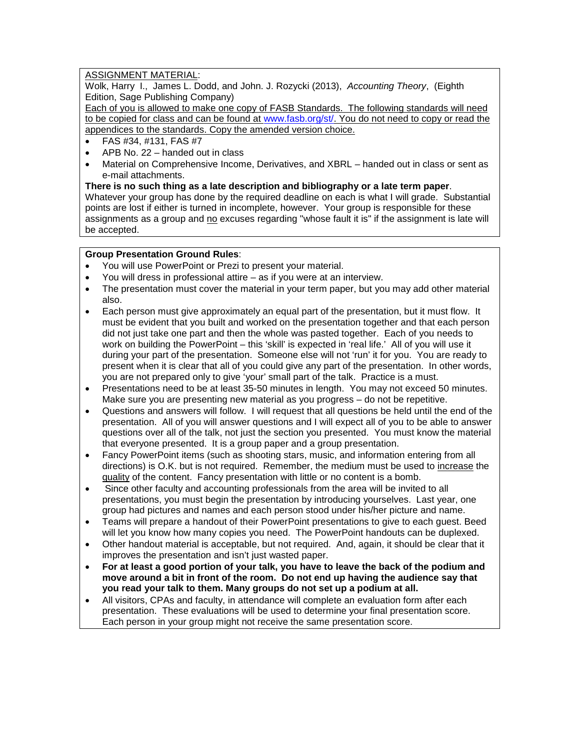<u>ASSIGNMENT MATERIAL</u>:

Wolk, Harry I., James L. Dodd, and John. J. Rozycki (2013), *Accounting Theory*, (Eighth Edition, Sage Publishing Company)

<u>Each of you is allowed to make one copy of FASB Standards. The following standards will need to be copied for class and can be found at www.fasb.org/st/. You do not need to copy or read the appendices to the standards. Copy the amended version choice.</u>

- FAS #34, #131, FAS #7
- APB No. 22 – handed out in class
- Material on Comprehensive Income, Derivatives, and XBRL – handed out in class or sent as e-mail attachments.

**There is no such thing as a late description and bibliography or a late term paper**. Whatever your group has done by the required deadline on each is what I will grade. Substantial points are lost if either is turned in incomplete, however. Your group is responsible for these assignments as a group and <u>no</u> excuses regarding "whose fault it is" if the assignment is late will be accepted.

**Group Presentation Ground Rules**:

- You will use PowerPoint or Prezi to present your material.
- You will dress in professional attire – as if you were at an interview.
- The presentation must cover the material in your term paper, but you may add other material also.
- Each person must give approximately an equal part of the presentation, but it must flow. It must be evident that you built and worked on the presentation together and that each person did not just take one part and then the whole was pasted together. Each of you needs to work on building the PowerPoint – this 'skill' is expected in 'real life.' All of you will use it during your part of the presentation. Someone else will not 'run' it for you. You are ready to present when it is clear that all of you could give any part of the presentation. In other words, you are not prepared only to give 'your' small part of the talk. Practice is a must.
- Presentations need to be at least 35-50 minutes in length. You may not exceed 50 minutes. Make sure you are presenting new material as you progress – do not be repetitive.
- Questions and answers will follow. I will request that all questions be held until the end of the presentation. All of you will answer questions and I will expect all of you to be able to answer questions over all of the talk, not just the section you presented. You must know the material that everyone presented. It is a group paper and a group presentation.
- Fancy PowerPoint items (such as shooting stars, music, and information entering from all directions) is O.K. but is not required. Remember, the medium must be used to <u>increase</u> the <u>quality</u> of the content. Fancy presentation with little or no content is a bomb.
- Since other faculty and accounting professionals from the area will be invited to all presentations, you must begin the presentation by introducing yourselves. Last year, one group had pictures and names and each person stood under his/her picture and name.
- Teams will prepare a handout of their PowerPoint presentations to give to each guest. Beed will let you know how many copies you need. The PowerPoint handouts can be duplexed.
- Other handout material is acceptable, but not required. And, again, it should be clear that it improves the presentation and isn't just wasted paper.
- **For at least a good portion of your talk, you have to leave the back of the podium and move around a bit in front of the room. Do not end up having the audience say that you read your talk to them. Many groups do not set up a podium at all.**
- All visitors, CPAs and faculty, in attendance will complete an evaluation form after each presentation. These evaluations will be used to determine your final presentation score. Each person in your group might not receive the same presentation score.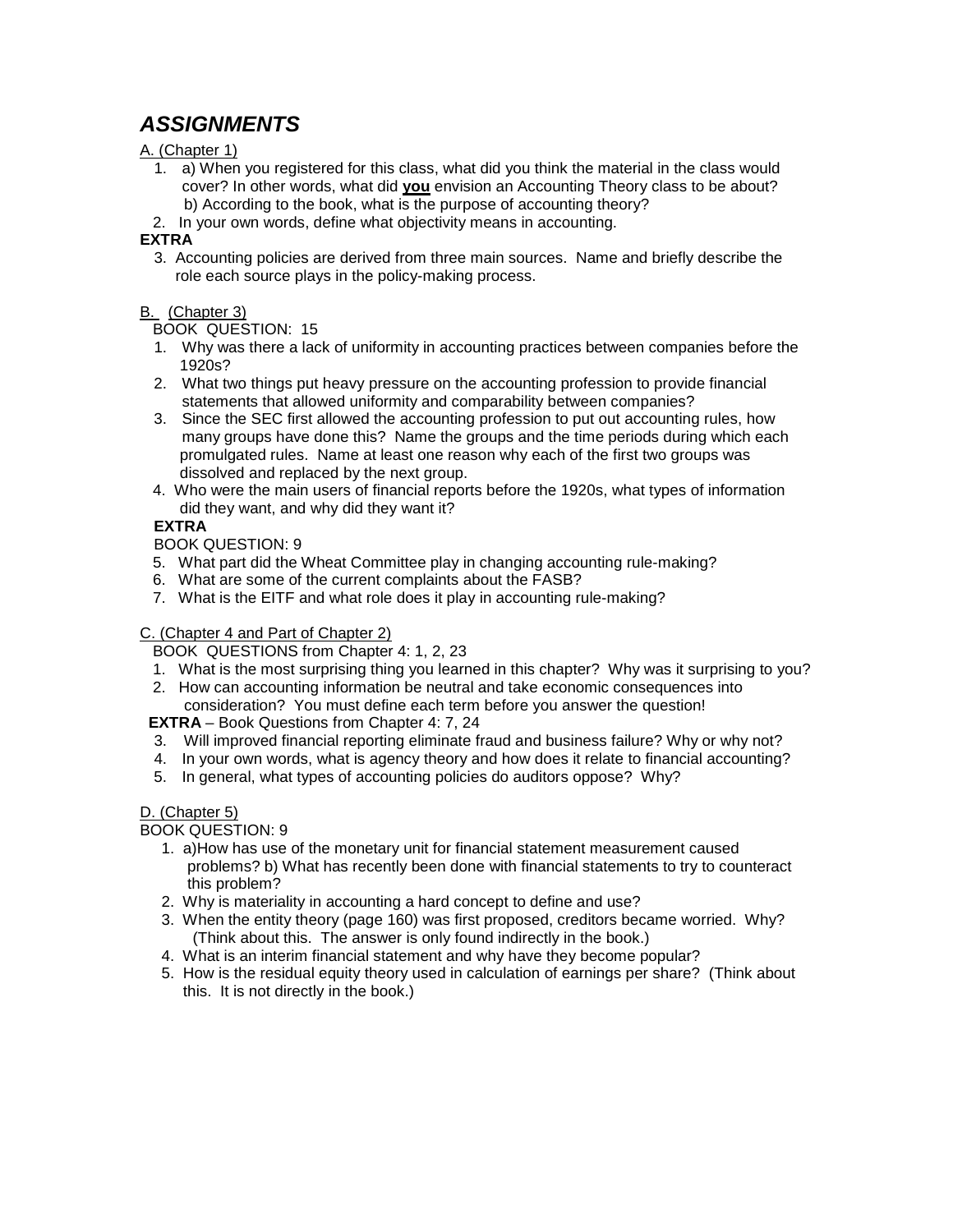# ***ASSIGNMENTS***

A. (Chapter 1)

1. a) When you registered for this class, what did you think the material in the class would cover? In other words, what did **<u>you</u>** envision an Accounting Theory class to be about?
   b) According to the book, what is the purpose of accounting theory?
2. In your own words, define what objectivity means in accounting.

**EXTRA**

3. Accounting policies are derived from three main sources. Name and briefly describe the role each source plays in the policy-making process.

B. (Chapter 3)

BOOK QUESTION: 15

1. Why was there a lack of uniformity in accounting practices between companies before the 1920s?
2. What two things put heavy pressure on the accounting profession to provide financial statements that allowed uniformity and comparability between companies?
3. Since the SEC first allowed the accounting profession to put out accounting rules, how many groups have done this? Name the groups and the time periods during which each promulgated rules. Name at least one reason why each of the first two groups was dissolved and replaced by the next group.
4. Who were the main users of financial reports before the 1920s, what types of information did they want, and why did they want it?

**EXTRA**

BOOK QUESTION: 9

5. What part did the Wheat Committee play in changing accounting rule-making?
6. What are some of the current complaints about the FASB?
7. What is the EITF and what role does it play in accounting rule-making?

C. (Chapter 4 and Part of Chapter 2)

BOOK QUESTIONS from Chapter 4: 1, 2, 23

1. What is the most surprising thing you learned in this chapter? Why was it surprising to you?
2. How can accounting information be neutral and take economic consequences into consideration? You must define each term before you answer the question!

**EXTRA** – Book Questions from Chapter 4: 7, 24

3. Will improved financial reporting eliminate fraud and business failure? Why or why not?
4. In your own words, what is agency theory and how does it relate to financial accounting?
5. In general, what types of accounting policies do auditors oppose? Why?

D. (Chapter 5)

BOOK QUESTION: 9

1. a)How has use of the monetary unit for financial statement measurement caused problems? b) What has recently been done with financial statements to try to counteract this problem?
2. Why is materiality in accounting a hard concept to define and use?
3. When the entity theory (page 160) was first proposed, creditors became worried. Why? (Think about this. The answer is only found indirectly in the book.)
4. What is an interim financial statement and why have they become popular?
5. How is the residual equity theory used in calculation of earnings per share? (Think about this. It is not directly in the book.)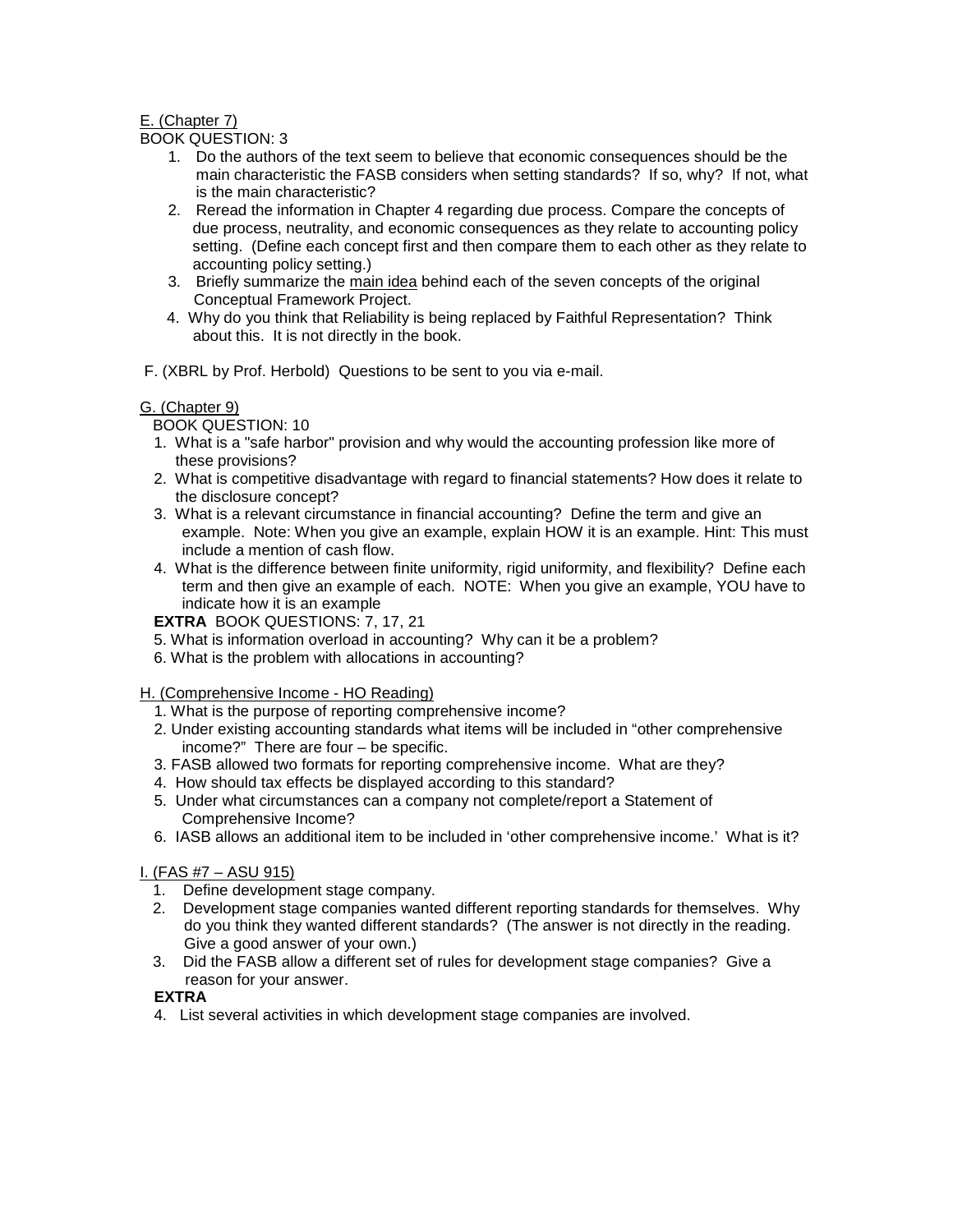E. (Chapter 7)

BOOK QUESTION: 3

1. Do the authors of the text seem to believe that economic consequences should be the main characteristic the FASB considers when setting standards? If so, why? If not, what is the main characteristic?
2. Reread the information in Chapter 4 regarding due process. Compare the concepts of due process, neutrality, and economic consequences as they relate to accounting policy setting. (Define each concept first and then compare them to each other as they relate to accounting policy setting.)
3. Briefly summarize the main idea behind each of the seven concepts of the original Conceptual Framework Project.
4. Why do you think that Reliability is being replaced by Faithful Representation? Think about this. It is not directly in the book.

F. (XBRL by Prof. Herbold) Questions to be sent to you via e-mail.

G. (Chapter 9)

BOOK QUESTION: 10

1. What is a "safe harbor" provision and why would the accounting profession like more of these provisions?
2. What is competitive disadvantage with regard to financial statements? How does it relate to the disclosure concept?
3. What is a relevant circumstance in financial accounting? Define the term and give an example. Note: When you give an example, explain HOW it is an example. Hint: This must include a mention of cash flow.
4. What is the difference between finite uniformity, rigid uniformity, and flexibility? Define each term and then give an example of each. NOTE: When you give an example, YOU have to indicate how it is an example

**EXTRA** BOOK QUESTIONS: 7, 17, 21

5. What is information overload in accounting? Why can it be a problem?
6. What is the problem with allocations in accounting?

H. (Comprehensive Income - HO Reading)

1. What is the purpose of reporting comprehensive income?
2. Under existing accounting standards what items will be included in "other comprehensive income?" There are four – be specific.
3. FASB allowed two formats for reporting comprehensive income. What are they?
4. How should tax effects be displayed according to this standard?
5. Under what circumstances can a company not complete/report a Statement of Comprehensive Income?
6. IASB allows an additional item to be included in 'other comprehensive income.' What is it?

I. (FAS #7 – ASU 915)

1. Define development stage company.
2. Development stage companies wanted different reporting standards for themselves. Why do you think they wanted different standards? (The answer is not directly in the reading. Give a good answer of your own.)
3. Did the FASB allow a different set of rules for development stage companies? Give a reason for your answer.

**EXTRA**

4. List several activities in which development stage companies are involved.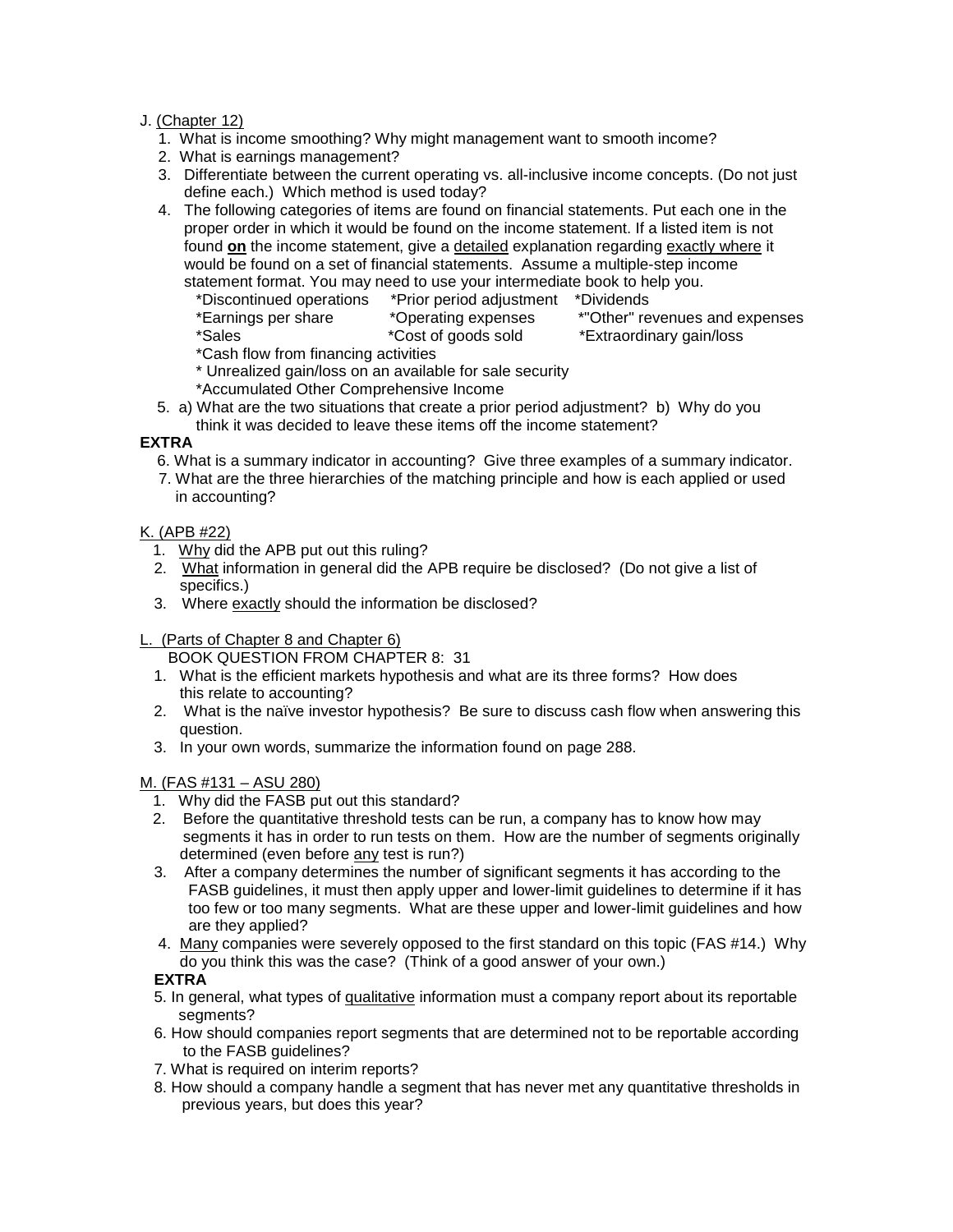J. <u>(Chapter 12)</u>

1. What is income smoothing? Why might management want to smooth income?
2. What is earnings management?
3. Differentiate between the current operating vs. all-inclusive income concepts. (Do not just define each.) Which method is used today?
4. The following categories of items are found on financial statements. Put each one in the proper order in which it would be found on the income statement. If a listed item is not found **<u>on</u>** the income statement, give a <u>detailed</u> explanation regarding <u>exactly where</u> it would be found on a set of financial statements. Assume a multiple-step income statement format. You may need to use your intermediate book to help you.
   - *Discontinued operations
   - *Prior period adjustment
   - *Dividends
   - *Earnings per share
   - *Operating expenses
   - *"Other" revenues and expenses
   - *Sales
   - *Cost of goods sold
   - *Extraordinary gain/loss
   - *Cash flow from financing activities
   - * Unrealized gain/loss on an available for sale security
   - *Accumulated Other Comprehensive Income
5. a) What are the two situations that create a prior period adjustment? b) Why do you think it was decided to leave these items off the income statement?

**EXTRA**

6. What is a summary indicator in accounting? Give three examples of a summary indicator.
7. What are the three hierarchies of the matching principle and how is each applied or used in accounting?

K. <u>(APB #22)</u>

1. <u>Why</u> did the APB put out this ruling?
2. <u>What</u> information in general did the APB require be disclosed? (Do not give a list of specifics.)
3. Where <u>exactly</u> should the information be disclosed?

L. <u>(Parts of Chapter 8 and Chapter 6)</u>

BOOK QUESTION FROM CHAPTER 8: 31

1. What is the efficient markets hypothesis and what are its three forms? How does this relate to accounting?
2. What is the naïve investor hypothesis? Be sure to discuss cash flow when answering this question.
3. In your own words, summarize the information found on page 288.

M. <u>(FAS #131 – ASU 280)</u>

1. Why did the FASB put out this standard?
2. Before the quantitative threshold tests can be run, a company has to know how may segments it has in order to run tests on them. How are the number of segments originally determined (even before <u>any</u> test is run?)
3. After a company determines the number of significant segments it has according to the FASB guidelines, it must then apply upper and lower-limit guidelines to determine if it has too few or too many segments. What are these upper and lower-limit guidelines and how are they applied?
4. <u>Many</u> companies were severely opposed to the first standard on this topic (FAS #14.) Why do you think this was the case? (Think of a good answer of your own.)

**EXTRA**

5. In general, what types of <u>qualitative</u> information must a company report about its reportable segments?
6. How should companies report segments that are determined not to be reportable according to the FASB guidelines?
7. What is required on interim reports?
8. How should a company handle a segment that has never met any quantitative thresholds in previous years, but does this year?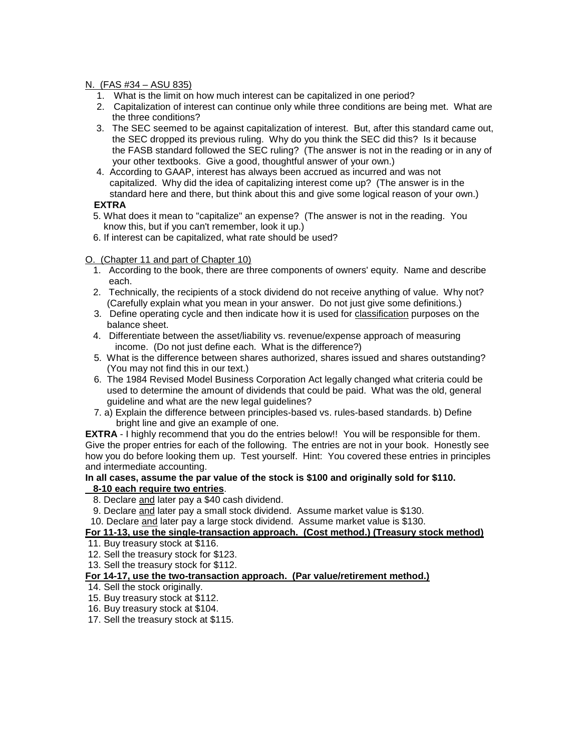N. (FAS #34 – ASU 835)

1. What is the limit on how much interest can be capitalized in one period?
2. Capitalization of interest can continue only while three conditions are being met. What are the three conditions?
3. The SEC seemed to be against capitalization of interest. But, after this standard came out, the SEC dropped its previous ruling. Why do you think the SEC did this? Is it because the FASB standard followed the SEC ruling? (The answer is not in the reading or in any of your other textbooks. Give a good, thoughtful answer of your own.)
4. According to GAAP, interest has always been accrued as incurred and was not capitalized. Why did the idea of capitalizing interest come up? (The answer is in the standard here and there, but think about this and give some logical reason of your own.)

**EXTRA**

5. What does it mean to "capitalize" an expense? (The answer is not in the reading. You know this, but if you can't remember, look it up.)
6. If interest can be capitalized, what rate should be used?

O. (Chapter 11 and part of Chapter 10)

1. According to the book, there are three components of owners' equity. Name and describe each.
2. Technically, the recipients of a stock dividend do not receive anything of value. Why not? (Carefully explain what you mean in your answer. Do not just give some definitions.)
3. Define operating cycle and then indicate how it is used for classification purposes on the balance sheet.
4. Differentiate between the asset/liability vs. revenue/expense approach of measuring income. (Do not just define each. What is the difference?)
5. What is the difference between shares authorized, shares issued and shares outstanding? (You may not find this in our text.)
6. The 1984 Revised Model Business Corporation Act legally changed what criteria could be used to determine the amount of dividends that could be paid. What was the old, general guideline and what are the new legal guidelines?
7. a) Explain the difference between principles-based vs. rules-based standards. b) Define bright line and give an example of one.

**EXTRA** - I highly recommend that you do the entries below!! You will be responsible for them. Give the proper entries for each of the following. The entries are not in your book. Honestly see how you do before looking them up. Test yourself. Hint: You covered these entries in principles and intermediate accounting.

**In all cases, assume the par value of the stock is $100 and originally sold for $110.**
**8-10 each require two entries**.

8. Declare and later pay a $40 cash dividend.
9. Declare and later pay a small stock dividend. Assume market value is $130.
10. Declare and later pay a large stock dividend. Assume market value is $130.

**For 11-13, use the single-transaction approach. (Cost method.) (Treasury stock method)**

11. Buy treasury stock at $116.
12. Sell the treasury stock for $123.
13. Sell the treasury stock for $112.

**For 14-17, use the two-transaction approach. (Par value/retirement method.)**

14. Sell the stock originally.
15. Buy treasury stock at $112.
16. Buy treasury stock at $104.
17. Sell the treasury stock at $115.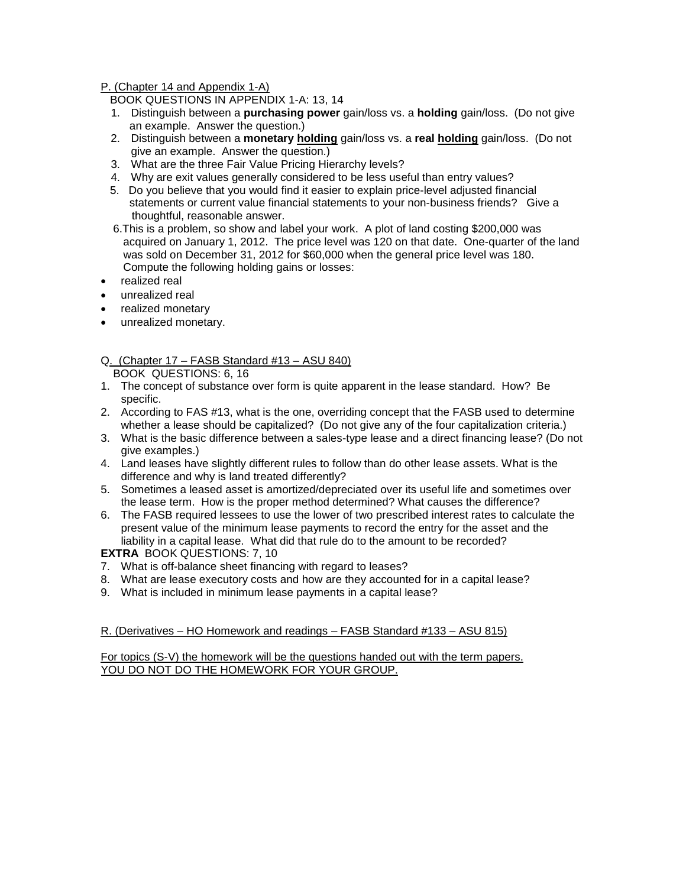P. (Chapter 14 and Appendix 1-A)

BOOK QUESTIONS IN APPENDIX 1-A: 13, 14

1. Distinguish between a **purchasing power** gain/loss vs. a **holding** gain/loss. (Do not give an example. Answer the question.)
2. Distinguish between a **monetary <u>holding</u>** gain/loss vs. a **real <u>holding</u>** gain/loss. (Do not give an example. Answer the question.)
3. What are the three Fair Value Pricing Hierarchy levels?
4. Why are exit values generally considered to be less useful than entry values?
5. Do you believe that you would find it easier to explain price-level adjusted financial statements or current value financial statements to your non-business friends? Give a thoughtful, reasonable answer.
6. This is a problem, so show and label your work. A plot of land costing $200,000 was acquired on January 1, 2012. The price level was 120 on that date. One-quarter of the land was sold on December 31, 2012 for $60,000 when the general price level was 180. Compute the following holding gains or losses:

- realized real
- unrealized real
- realized monetary
- unrealized monetary.

Q. (Chapter 17 – FASB Standard #13 – ASU 840)

BOOK QUESTIONS: 6, 16

1. The concept of substance over form is quite apparent in the lease standard. How? Be specific.
2. According to FAS #13, what is the one, overriding concept that the FASB used to determine whether a lease should be capitalized? (Do not give any of the four capitalization criteria.)
3. What is the basic difference between a sales-type lease and a direct financing lease? (Do not give examples.)
4. Land leases have slightly different rules to follow than do other lease assets. What is the difference and why is land treated differently?
5. Sometimes a leased asset is amortized/depreciated over its useful life and sometimes over the lease term. How is the proper method determined? What causes the difference?
6. The FASB required lessees to use the lower of two prescribed interest rates to calculate the present value of the minimum lease payments to record the entry for the asset and the liability in a capital lease. What did that rule do to the amount to be recorded?

**EXTRA** BOOK QUESTIONS: 7, 10

7. What is off-balance sheet financing with regard to leases?
8. What are lease executory costs and how are they accounted for in a capital lease?
9. What is included in minimum lease payments in a capital lease?

R. (Derivatives – HO Homework and readings – FASB Standard #133 – ASU 815)

For topics (S-V) the homework will be the questions handed out with the term papers.
YOU DO NOT DO THE HOMEWORK FOR YOUR GROUP.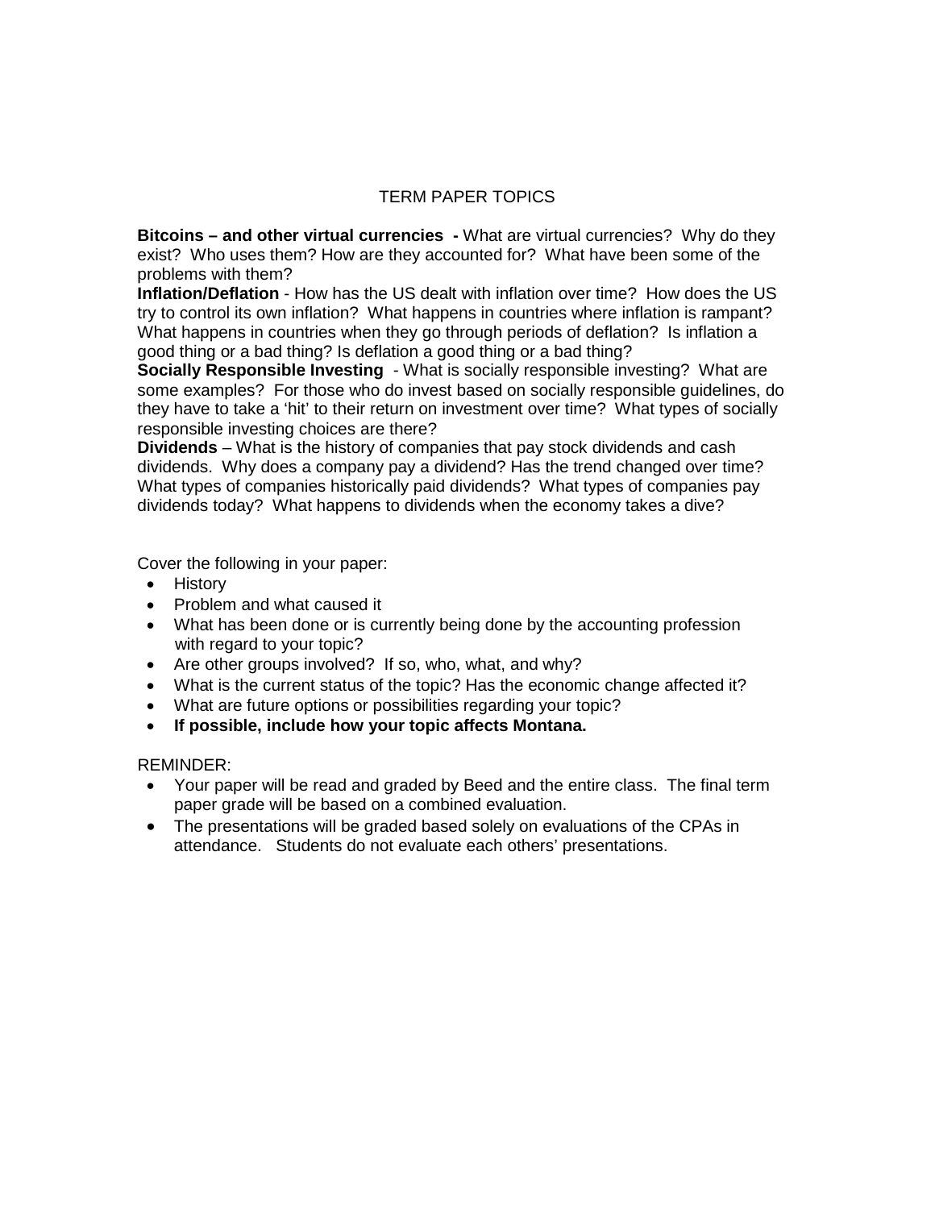# TERM PAPER TOPICS

**Bitcoins – and other virtual currencies -** What are virtual currencies? Why do they exist? Who uses them? How are they accounted for? What have been some of the problems with them?

**Inflation/Deflation** - How has the US dealt with inflation over time? How does the US try to control its own inflation? What happens in countries where inflation is rampant? What happens in countries when they go through periods of deflation? Is inflation a good thing or a bad thing? Is deflation a good thing or a bad thing?

**Socially Responsible Investing** - What is socially responsible investing? What are some examples? For those who do invest based on socially responsible guidelines, do they have to take a 'hit' to their return on investment over time? What types of socially responsible investing choices are there?

**Dividends** – What is the history of companies that pay stock dividends and cash dividends. Why does a company pay a dividend? Has the trend changed over time? What types of companies historically paid dividends? What types of companies pay dividends today? What happens to dividends when the economy takes a dive?

Cover the following in your paper:

- History
- Problem and what caused it
- What has been done or is currently being done by the accounting profession with regard to your topic?
- Are other groups involved? If so, who, what, and why?
- What is the current status of the topic? Has the economic change affected it?
- What are future options or possibilities regarding your topic?
- **If possible, include how your topic affects Montana.**

REMINDER:

- Your paper will be read and graded by Beed and the entire class. The final term paper grade will be based on a combined evaluation.
- The presentations will be graded based solely on evaluations of the CPAs in attendance. Students do not evaluate each others' presentations.